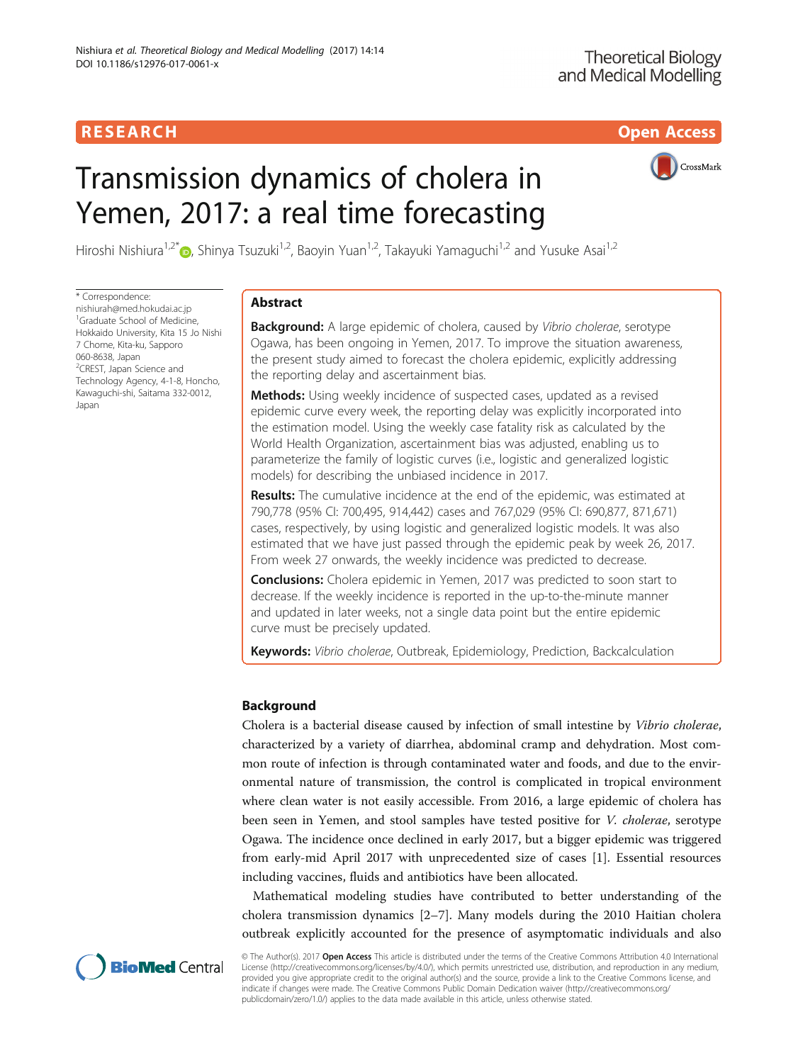RESEARCH Open Access

# Transmission dynamics of cholera in Yemen, 2017: a real time forecasting

Hiroshi Nishiura[1,2*], Shinya Tsuzuki[1,2], Baoyin Yuan[1,2], Takayuki Yamaguchi[1,2] and Yusuke Asai[1,2]

\* Correspondence: nishiurah@med.hokudai.ac.jp
[1]Graduate School of Medicine, Hokkaido University, Kita 15 Jo Nishi 7 Chome, Kita-ku, Sapporo 060-8638, Japan
[2]CREST, Japan Science and Technology Agency, 4-1-8, Honcho, Kawaguchi-shi, Saitama 332-0012, Japan

## Abstract

**Background:** A large epidemic of cholera, caused by *Vibrio cholerae*, serotype Ogawa, has been ongoing in Yemen, 2017. To improve the situation awareness, the present study aimed to forecast the cholera epidemic, explicitly addressing the reporting delay and ascertainment bias.

**Methods:** Using weekly incidence of suspected cases, updated as a revised epidemic curve every week, the reporting delay was explicitly incorporated into the estimation model. Using the weekly case fatality risk as calculated by the World Health Organization, ascertainment bias was adjusted, enabling us to parameterize the family of logistic curves (i.e., logistic and generalized logistic models) for describing the unbiased incidence in 2017.

**Results:** The cumulative incidence at the end of the epidemic, was estimated at 790,778 (95% CI: 700,495, 914,442) cases and 767,029 (95% CI: 690,877, 871,671) cases, respectively, by using logistic and generalized logistic models. It was also estimated that we have just passed through the epidemic peak by week 26, 2017. From week 27 onwards, the weekly incidence was predicted to decrease.

**Conclusions:** Cholera epidemic in Yemen, 2017 was predicted to soon start to decrease. If the weekly incidence is reported in the up-to-the-minute manner and updated in later weeks, not a single data point but the entire epidemic curve must be precisely updated.

**Keywords:** *Vibrio cholerae*, Outbreak, Epidemiology, Prediction, Backcalculation

## Background

Cholera is a bacterial disease caused by infection of small intestine by *Vibrio cholerae*, characterized by a variety of diarrhea, abdominal cramp and dehydration. Most common route of infection is through contaminated water and foods, and due to the environmental nature of transmission, the control is complicated in tropical environment where clean water is not easily accessible. From 2016, a large epidemic of cholera has been seen in Yemen, and stool samples have tested positive for *V. cholerae*, serotype Ogawa. The incidence once declined in early 2017, but a bigger epidemic was triggered from early-mid April 2017 with unprecedented size of cases [1]. Essential resources including vaccines, fluids and antibiotics have been allocated.

Mathematical modeling studies have contributed to better understanding of the cholera transmission dynamics [2–7]. Many models during the 2010 Haitian cholera outbreak explicitly accounted for the presence of asymptomatic individuals and also

© The Author(s). 2017 **Open Access** This article is distributed under the terms of the Creative Commons Attribution 4.0 International License (http://creativecommons.org/licenses/by/4.0/), which permits unrestricted use, distribution, and reproduction in any medium, provided you give appropriate credit to the original author(s) and the source, provide a link to the Creative Commons license, and indicate if changes were made. The Creative Commons Public Domain Dedication waiver (http://creativecommons.org/publicdomain/zero/1.0/) applies to the data made available in this article, unless otherwise stated.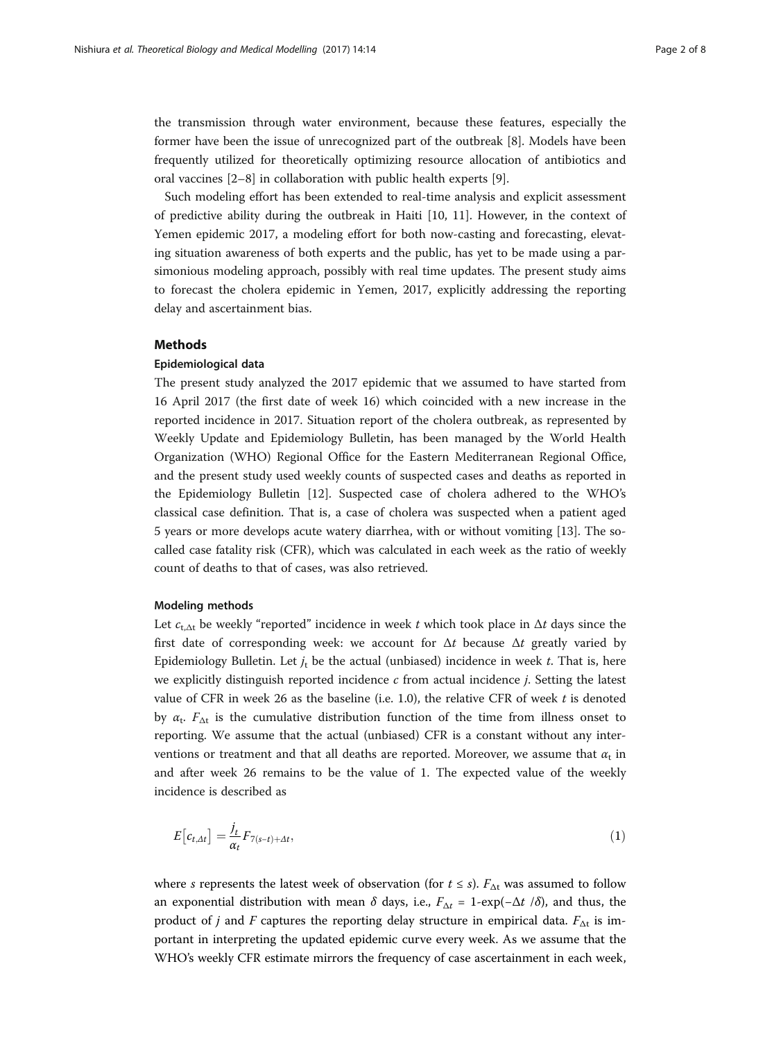the transmission through water environment, because these features, especially the former have been the issue of unrecognized part of the outbreak [8]. Models have been frequently utilized for theoretically optimizing resource allocation of antibiotics and oral vaccines [2–8] in collaboration with public health experts [9].

Such modeling effort has been extended to real-time analysis and explicit assessment of predictive ability during the outbreak in Haiti [10, 11]. However, in the context of Yemen epidemic 2017, a modeling effort for both now-casting and forecasting, elevating situation awareness of both experts and the public, has yet to be made using a parsimonious modeling approach, possibly with real time updates. The present study aims to forecast the cholera epidemic in Yemen, 2017, explicitly addressing the reporting delay and ascertainment bias.

## Methods

### Epidemiological data

The present study analyzed the 2017 epidemic that we assumed to have started from 16 April 2017 (the first date of week 16) which coincided with a new increase in the reported incidence in 2017. Situation report of the cholera outbreak, as represented by Weekly Update and Epidemiology Bulletin, has been managed by the World Health Organization (WHO) Regional Office for the Eastern Mediterranean Regional Office, and the present study used weekly counts of suspected cases and deaths as reported in the Epidemiology Bulletin [12]. Suspected case of cholera adhered to the WHO's classical case definition. That is, a case of cholera was suspected when a patient aged 5 years or more develops acute watery diarrhea, with or without vomiting [13]. The so-called case fatality risk (CFR), which was calculated in each week as the ratio of weekly count of deaths to that of cases, was also retrieved.

### Modeling methods

Let $c_{t,\Delta t}$ be weekly "reported" incidence in week $t$ which took place in $\Delta t$ days since the first date of corresponding week: we account for $\Delta t$ because $\Delta t$ greatly varied by Epidemiology Bulletin. Let $j_t$ be the actual (unbiased) incidence in week $t$. That is, here we explicitly distinguish reported incidence $c$ from actual incidence $j$. Setting the latest value of CFR in week 26 as the baseline (i.e. 1.0), the relative CFR of week $t$ is denoted by $\alpha_t$. $F_{\Delta t}$ is the cumulative distribution function of the time from illness onset to reporting. We assume that the actual (unbiased) CFR is a constant without any interventions or treatment and that all deaths are reported. Moreover, we assume that $\alpha_t$ in and after week 26 remains to be the value of 1. The expected value of the weekly incidence is described as

$$E\left[c_{t,\Delta t}\right] = \frac{j_t}{\alpha_t} F_{7(s-t)+\Delta t}, \tag{1}$$

where $s$ represents the latest week of observation (for $t \leq s$). $F_{\Delta t}$ was assumed to follow an exponential distribution with mean $\delta$ days, i.e., $F_{\Delta t}$ = 1-exp(−$\Delta t$ /$\delta$), and thus, the product of $j$ and $F$ captures the reporting delay structure in empirical data. $F_{\Delta t}$ is important in interpreting the updated epidemic curve every week. As we assume that the WHO's weekly CFR estimate mirrors the frequency of case ascertainment in each week,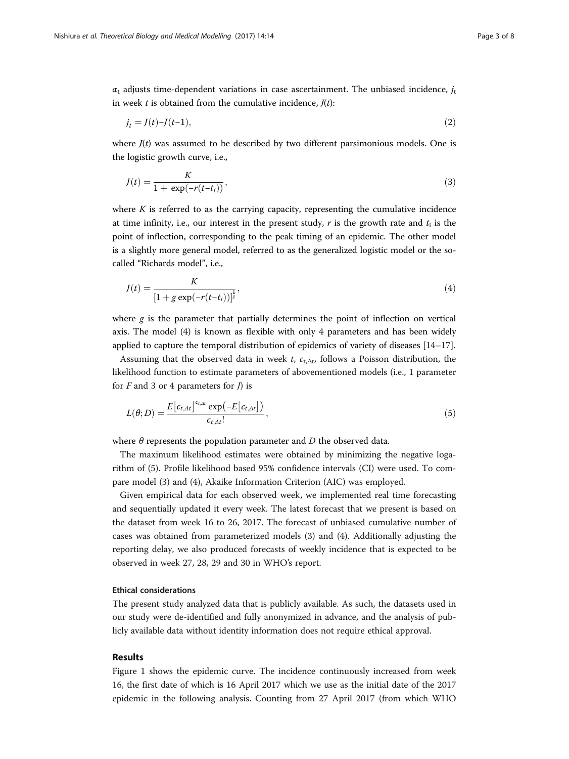$\alpha_t$ adjusts time-dependent variations in case ascertainment. The unbiased incidence, $j_t$ in week $t$ is obtained from the cumulative incidence, $J(t)$:

$$j_t = J(t) - J(t-1), \tag{2}$$

where $J(t)$ was assumed to be described by two different parsimonious models. One is the logistic growth curve, i.e.,

$$J(t) = \frac{K}{1 + \exp(-r(t-t_i))}, \tag{3}$$

where $K$ is referred to as the carrying capacity, representing the cumulative incidence at time infinity, i.e., our interest in the present study, $r$ is the growth rate and $t_i$ is the point of inflection, corresponding to the peak timing of an epidemic. The other model is a slightly more general model, referred to as the generalized logistic model or the so-called "Richards model", i.e.,

$$J(t) = \frac{K}{[1 + g\exp(-r(t-t_i))]^{\frac{1}{g}}}, \tag{4}$$

where $g$ is the parameter that partially determines the point of inflection on vertical axis. The model (4) is known as flexible with only 4 parameters and has been widely applied to capture the temporal distribution of epidemics of variety of diseases [14–17].

Assuming that the observed data in week $t$, $c_{t,\Delta t}$, follows a Poisson distribution, the likelihood function to estimate parameters of abovementioned models (i.e., 1 parameter for $F$ and 3 or 4 parameters for $J$) is

$$L(\theta; D) = \frac{E[c_{t,\Delta t}]^{c_{t,\Delta t}} \exp(-E[c_{t,\Delta t}])}{c_{t,\Delta t}!}, \tag{5}$$

where $\theta$ represents the population parameter and $D$ the observed data.

The maximum likelihood estimates were obtained by minimizing the negative logarithm of (5). Profile likelihood based 95% confidence intervals (CI) were used. To compare model (3) and (4), Akaike Information Criterion (AIC) was employed.

Given empirical data for each observed week, we implemented real time forecasting and sequentially updated it every week. The latest forecast that we present is based on the dataset from week 16 to 26, 2017. The forecast of unbiased cumulative number of cases was obtained from parameterized models (3) and (4). Additionally adjusting the reporting delay, we also produced forecasts of weekly incidence that is expected to be observed in week 27, 28, 29 and 30 in WHO's report.

#### Ethical considerations

The present study analyzed data that is publicly available. As such, the datasets used in our study were de-identified and fully anonymized in advance, and the analysis of publicly available data without identity information does not require ethical approval.

## Results

Figure 1 shows the epidemic curve. The incidence continuously increased from week 16, the first date of which is 16 April 2017 which we use as the initial date of the 2017 epidemic in the following analysis. Counting from 27 April 2017 (from which WHO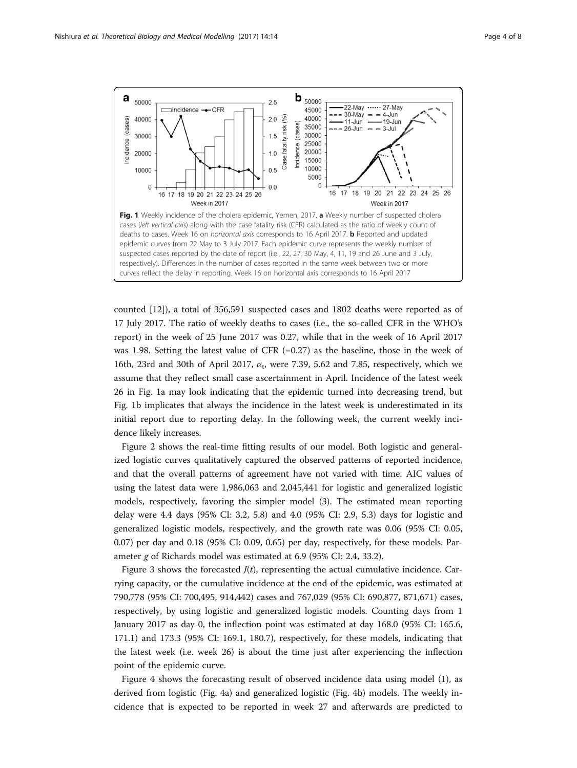**Fig. 1** Weekly incidence of the cholera epidemic, Yemen, 2017. **a** Weekly number of suspected cholera cases (*left vertical axis*) along with the case fatality risk (CFR) calculated as the ratio of weekly count of deaths to cases. Week 16 on *horizontal axis* corresponds to 16 April 2017. **b** Reported and updated epidemic curves from 22 May to 3 July 2017. Each epidemic curve represents the weekly number of suspected cases reported by the date of report (i.e., 22, 27, 30 May, 4, 11, 19 and 26 June and 3 July, respectively). Differences in the number of cases reported in the same week between two or more curves reflect the delay in reporting. Week 16 on horizontal axis corresponds to 16 April 2017

counted [12]), a total of 356,591 suspected cases and 1802 deaths were reported as of 17 July 2017. The ratio of weekly deaths to cases (i.e., the so-called CFR in the WHO's report) in the week of 25 June 2017 was 0.27, while that in the week of 16 April 2017 was 1.98. Setting the latest value of CFR (=0.27) as the baseline, those in the week of 16th, 23rd and 30th of April 2017, $\alpha_t$, were 7.39, 5.62 and 7.85, respectively, which we assume that they reflect small case ascertainment in April. Incidence of the latest week 26 in Fig. 1a may look indicating that the epidemic turned into decreasing trend, but Fig. 1b implicates that always the incidence in the latest week is underestimated in its initial report due to reporting delay. In the following week, the current weekly incidence likely increases.

Figure 2 shows the real-time fitting results of our model. Both logistic and generalized logistic curves qualitatively captured the observed patterns of reported incidence, and that the overall patterns of agreement have not varied with time. AIC values of using the latest data were 1,986,063 and 2,045,441 for logistic and generalized logistic models, respectively, favoring the simpler model (3). The estimated mean reporting delay were 4.4 days (95% CI: 3.2, 5.8) and 4.0 (95% CI: 2.9, 5.3) days for logistic and generalized logistic models, respectively, and the growth rate was 0.06 (95% CI: 0.05, 0.07) per day and 0.18 (95% CI: 0.09, 0.65) per day, respectively, for these models. Parameter $g$ of Richards model was estimated at 6.9 (95% CI: 2.4, 33.2).

Figure 3 shows the forecasted $J(t)$, representing the actual cumulative incidence. Carrying capacity, or the cumulative incidence at the end of the epidemic, was estimated at 790,778 (95% CI: 700,495, 914,442) cases and 767,029 (95% CI: 690,877, 871,671) cases, respectively, by using logistic and generalized logistic models. Counting days from 1 January 2017 as day 0, the inflection point was estimated at day 168.0 (95% CI: 165.6, 171.1) and 173.3 (95% CI: 169.1, 180.7), respectively, for these models, indicating that the latest week (i.e. week 26) is about the time just after experiencing the inflection point of the epidemic curve.

Figure 4 shows the forecasting result of observed incidence data using model (1), as derived from logistic (Fig. 4a) and generalized logistic (Fig. 4b) models. The weekly incidence that is expected to be reported in week 27 and afterwards are predicted to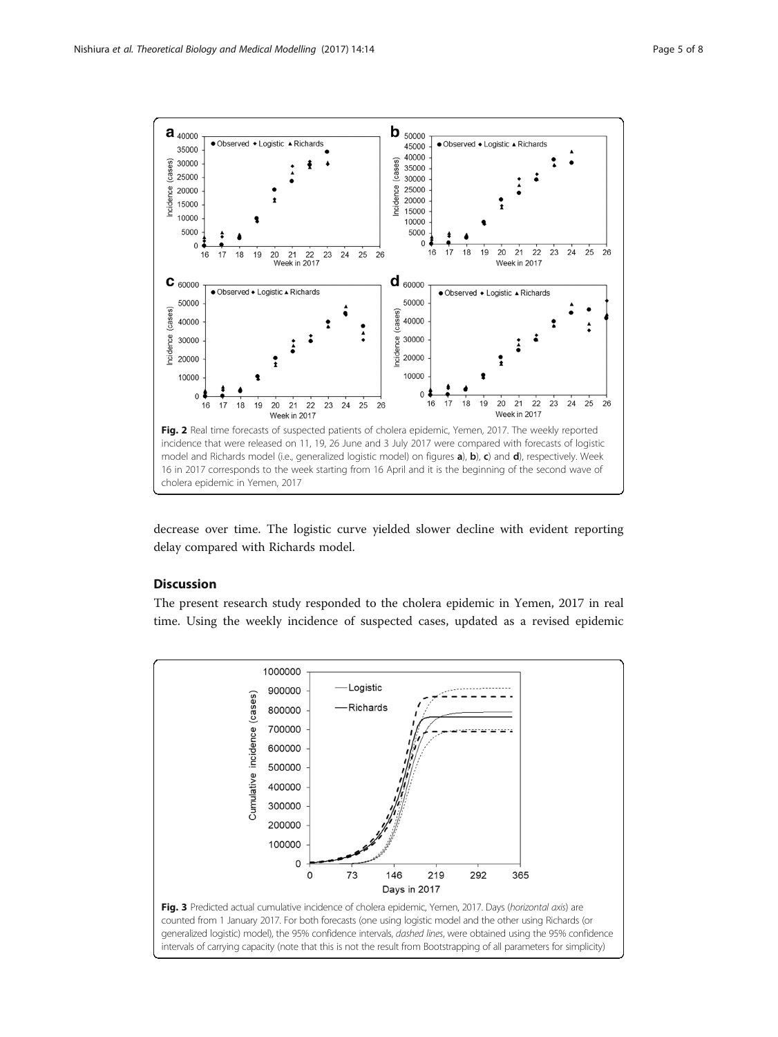Fig. 2 Real time forecasts of suspected patients of cholera epidemic, Yemen, 2017. The weekly reported incidence that were released on 11, 19, 26 June and 3 July 2017 were compared with forecasts of logistic model and Richards model (i.e., generalized logistic model) on figures **a**), **b**), **c**) and **d**), respectively. Week 16 in 2017 corresponds to the week starting from 16 April and it is the beginning of the second wave of cholera epidemic in Yemen, 2017

decrease over time. The logistic curve yielded slower decline with evident reporting delay compared with Richards model.

## Discussion

The present research study responded to the cholera epidemic in Yemen, 2017 in real time. Using the weekly incidence of suspected cases, updated as a revised epidemic

Fig. 3 Predicted actual cumulative incidence of cholera epidemic, Yemen, 2017. Days (*horizontal axis*) are counted from 1 January 2017. For both forecasts (one using logistic model and the other using Richards (or generalized logistic) model), the 95% confidence intervals, *dashed lines*, were obtained using the 95% confidence intervals of carrying capacity (note that this is not the result from Bootstrapping of all parameters for simplicity)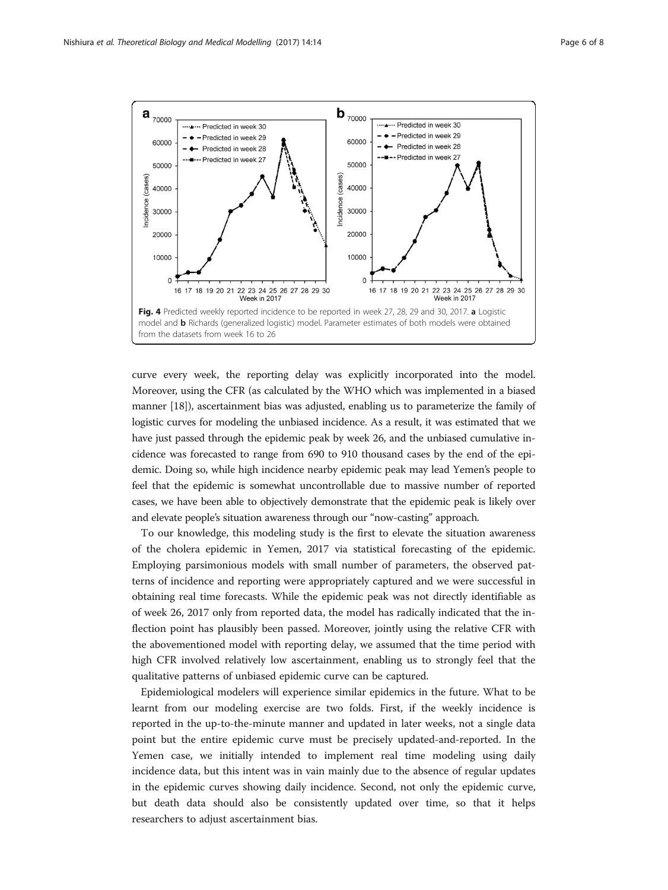**Fig. 4** Predicted weekly reported incidence to be reported in week 27, 28, 29 and 30, 2017. **a** Logistic model and **b** Richards (generalized logistic) model. Parameter estimates of both models were obtained from the datasets from week 16 to 26

curve every week, the reporting delay was explicitly incorporated into the model. Moreover, using the CFR (as calculated by the WHO which was implemented in a biased manner [18]), ascertainment bias was adjusted, enabling us to parameterize the family of logistic curves for modeling the unbiased incidence. As a result, it was estimated that we have just passed through the epidemic peak by week 26, and the unbiased cumulative incidence was forecasted to range from 690 to 910 thousand cases by the end of the epidemic. Doing so, while high incidence nearby epidemic peak may lead Yemen's people to feel that the epidemic is somewhat uncontrollable due to massive number of reported cases, we have been able to objectively demonstrate that the epidemic peak is likely over and elevate people's situation awareness through our "now-casting" approach.

To our knowledge, this modeling study is the first to elevate the situation awareness of the cholera epidemic in Yemen, 2017 via statistical forecasting of the epidemic. Employing parsimonious models with small number of parameters, the observed patterns of incidence and reporting were appropriately captured and we were successful in obtaining real time forecasts. While the epidemic peak was not directly identifiable as of week 26, 2017 only from reported data, the model has radically indicated that the inflection point has plausibly been passed. Moreover, jointly using the relative CFR with the abovementioned model with reporting delay, we assumed that the time period with high CFR involved relatively low ascertainment, enabling us to strongly feel that the qualitative patterns of unbiased epidemic curve can be captured.

Epidemiological modelers will experience similar epidemics in the future. What to be learnt from our modeling exercise are two folds. First, if the weekly incidence is reported in the up-to-the-minute manner and updated in later weeks, not a single data point but the entire epidemic curve must be precisely updated-and-reported. In the Yemen case, we initially intended to implement real time modeling using daily incidence data, but this intent was in vain mainly due to the absence of regular updates in the epidemic curves showing daily incidence. Second, not only the epidemic curve, but death data should also be consistently updated over time, so that it helps researchers to adjust ascertainment bias.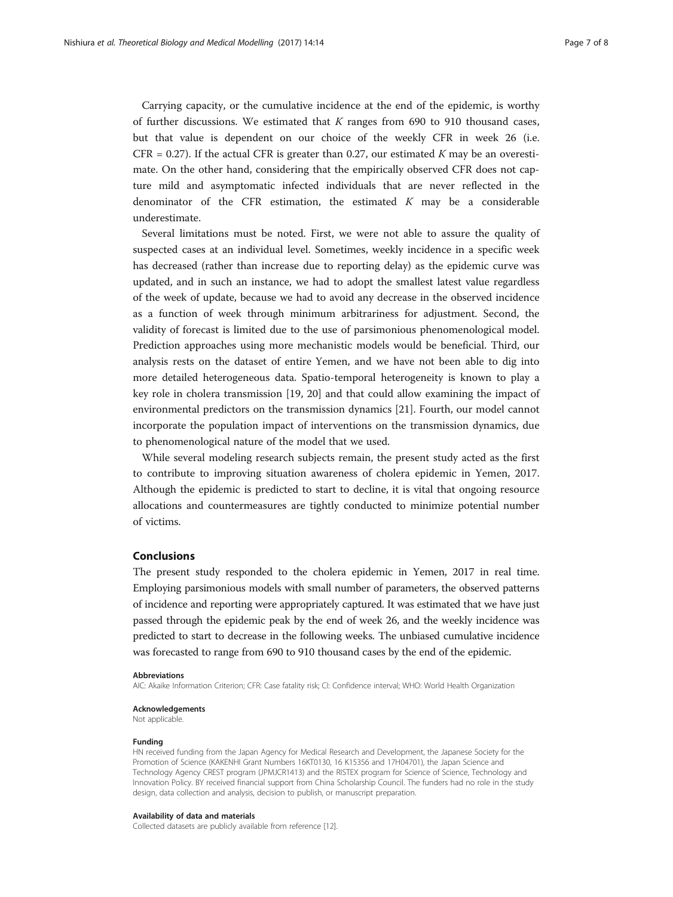Carrying capacity, or the cumulative incidence at the end of the epidemic, is worthy of further discussions. We estimated that $K$ ranges from 690 to 910 thousand cases, but that value is dependent on our choice of the weekly CFR in week 26 (i.e. CFR = 0.27). If the actual CFR is greater than 0.27, our estimated $K$ may be an overestimate. On the other hand, considering that the empirically observed CFR does not capture mild and asymptomatic infected individuals that are never reflected in the denominator of the CFR estimation, the estimated $K$ may be a considerable underestimate.

Several limitations must be noted. First, we were not able to assure the quality of suspected cases at an individual level. Sometimes, weekly incidence in a specific week has decreased (rather than increase due to reporting delay) as the epidemic curve was updated, and in such an instance, we had to adopt the smallest latest value regardless of the week of update, because we had to avoid any decrease in the observed incidence as a function of week through minimum arbitrariness for adjustment. Second, the validity of forecast is limited due to the use of parsimonious phenomenological model. Prediction approaches using more mechanistic models would be beneficial. Third, our analysis rests on the dataset of entire Yemen, and we have not been able to dig into more detailed heterogeneous data. Spatio-temporal heterogeneity is known to play a key role in cholera transmission [19, 20] and that could allow examining the impact of environmental predictors on the transmission dynamics [21]. Fourth, our model cannot incorporate the population impact of interventions on the transmission dynamics, due to phenomenological nature of the model that we used.

While several modeling research subjects remain, the present study acted as the first to contribute to improving situation awareness of cholera epidemic in Yemen, 2017. Although the epidemic is predicted to start to decline, it is vital that ongoing resource allocations and countermeasures are tightly conducted to minimize potential number of victims.

## Conclusions

The present study responded to the cholera epidemic in Yemen, 2017 in real time. Employing parsimonious models with small number of parameters, the observed patterns of incidence and reporting were appropriately captured. It was estimated that we have just passed through the epidemic peak by the end of week 26, and the weekly incidence was predicted to start to decrease in the following weeks. The unbiased cumulative incidence was forecasted to range from 690 to 910 thousand cases by the end of the epidemic.

#### Abbreviations

AIC: Akaike Information Criterion; CFR: Case fatality risk; CI: Confidence interval; WHO: World Health Organization

#### Acknowledgements

Not applicable.

#### Funding

HN received funding from the Japan Agency for Medical Research and Development, the Japanese Society for the Promotion of Science (KAKENHI Grant Numbers 16KT0130, 16 K15356 and 17H04701), the Japan Science and Technology Agency CREST program (JPMJCR1413) and the RISTEX program for Science of Science, Technology and Innovation Policy. BY received financial support from China Scholarship Council. The funders had no role in the study design, data collection and analysis, decision to publish, or manuscript preparation.

#### Availability of data and materials

Collected datasets are publicly available from reference [12].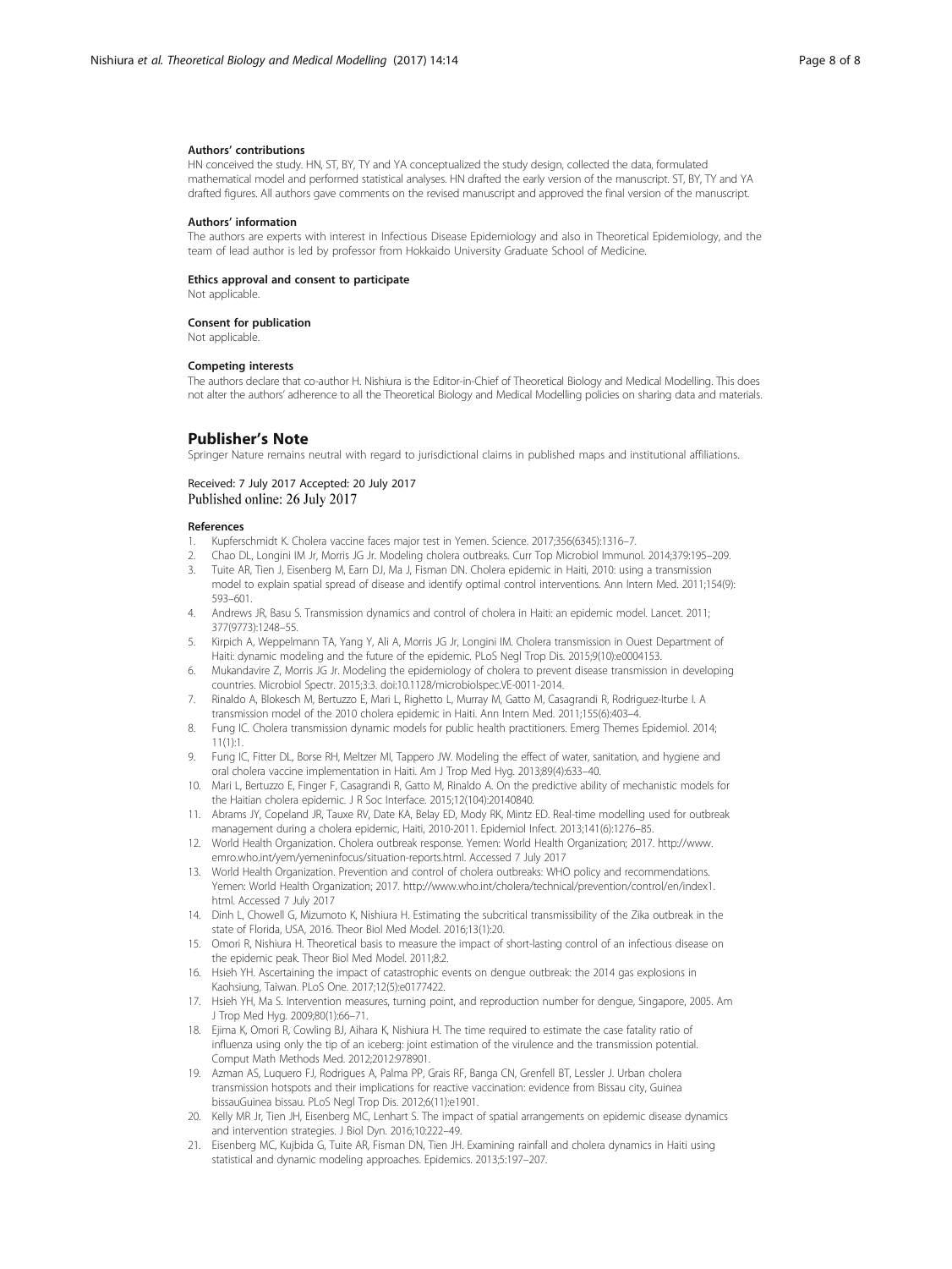#### Authors' contributions

HN conceived the study. HN, ST, BY, TY and YA conceptualized the study design, collected the data, formulated mathematical model and performed statistical analyses. HN drafted the early version of the manuscript. ST, BY, TY and YA drafted figures. All authors gave comments on the revised manuscript and approved the final version of the manuscript.

#### Authors' information

The authors are experts with interest in Infectious Disease Epidemiology and also in Theoretical Epidemiology, and the team of lead author is led by professor from Hokkaido University Graduate School of Medicine.

#### Ethics approval and consent to participate

Not applicable.

#### Consent for publication

Not applicable.

#### Competing interests

The authors declare that co-author H. Nishiura is the Editor-in-Chief of Theoretical Biology and Medical Modelling. This does not alter the authors' adherence to all the Theoretical Biology and Medical Modelling policies on sharing data and materials.

## Publisher's Note

Springer Nature remains neutral with regard to jurisdictional claims in published maps and institutional affiliations.

Received: 7 July 2017 Accepted: 20 July 2017
Published online: 26 July 2017

#### References

1. Kupferschmidt K. Cholera vaccine faces major test in Yemen. Science. 2017;356(6345):1316–7.
2. Chao DL, Longini IM Jr, Morris JG Jr. Modeling cholera outbreaks. Curr Top Microbiol Immunol. 2014;379:195–209.
3. Tuite AR, Tien J, Eisenberg M, Earn DJ, Ma J, Fisman DN. Cholera epidemic in Haiti, 2010: using a transmission model to explain spatial spread of disease and identify optimal control interventions. Ann Intern Med. 2011;154(9): 593–601.
4. Andrews JR, Basu S. Transmission dynamics and control of cholera in Haiti: an epidemic model. Lancet. 2011; 377(9773):1248–55.
5. Kirpich A, Weppelmann TA, Yang Y, Ali A, Morris JG Jr, Longini IM. Cholera transmission in Ouest Department of Haiti: dynamic modeling and the future of the epidemic. PLoS Negl Trop Dis. 2015;9(10):e0004153.
6. Mukandavire Z, Morris JG Jr. Modeling the epidemiology of cholera to prevent disease transmission in developing countries. Microbiol Spectr. 2015;3:3. doi:10.1128/microbiolspec.VE-0011-2014.
7. Rinaldo A, Blokesch M, Bertuzzo E, Mari L, Righetto L, Murray M, Gatto M, Casagrandi R, Rodriguez-Iturbe I. A transmission model of the 2010 cholera epidemic in Haiti. Ann Intern Med. 2011;155(6):403–4.
8. Fung IC. Cholera transmission dynamic models for public health practitioners. Emerg Themes Epidemiol. 2014; 11(1):1.
9. Fung IC, Fitter DL, Borse RH, Meltzer MI, Tappero JW. Modeling the effect of water, sanitation, and hygiene and oral cholera vaccine implementation in Haiti. Am J Trop Med Hyg. 2013;89(4):633–40.
10. Mari L, Bertuzzo E, Finger F, Casagrandi R, Gatto M, Rinaldo A. On the predictive ability of mechanistic models for the Haitian cholera epidemic. J R Soc Interface. 2015;12(104):20140840.
11. Abrams JY, Copeland JR, Tauxe RV, Date KA, Belay ED, Mody RK, Mintz ED. Real-time modelling used for outbreak management during a cholera epidemic, Haiti, 2010-2011. Epidemiol Infect. 2013;141(6):1276–85.
12. World Health Organization. Cholera outbreak response. Yemen: World Health Organization; 2017. http://www.emro.who.int/yem/yemeninfocus/situation-reports.html. Accessed 7 July 2017
13. World Health Organization. Prevention and control of cholera outbreaks: WHO policy and recommendations. Yemen: World Health Organization; 2017. http://www.who.int/cholera/technical/prevention/control/en/index1.html. Accessed 7 July 2017
14. Dinh L, Chowell G, Mizumoto K, Nishiura H. Estimating the subcritical transmissibility of the Zika outbreak in the state of Florida, USA, 2016. Theor Biol Med Model. 2016;13(1):20.
15. Omori R, Nishiura H. Theoretical basis to measure the impact of short-lasting control of an infectious disease on the epidemic peak. Theor Biol Med Model. 2011;8:2.
16. Hsieh YH. Ascertaining the impact of catastrophic events on dengue outbreak: the 2014 gas explosions in Kaohsiung, Taiwan. PLoS One. 2017;12(5):e0177422.
17. Hsieh YH, Ma S. Intervention measures, turning point, and reproduction number for dengue, Singapore, 2005. Am J Trop Med Hyg. 2009;80(1):66–71.
18. Ejima K, Omori R, Cowling BJ, Aihara K, Nishiura H. The time required to estimate the case fatality ratio of influenza using only the tip of an iceberg: joint estimation of the virulence and the transmission potential. Comput Math Methods Med. 2012;2012:978901.
19. Azman AS, Luquero FJ, Rodrigues A, Palma PP, Grais RF, Banga CN, Grenfell BT, Lessler J. Urban cholera transmission hotspots and their implications for reactive vaccination: evidence from Bissau city, Guinea bissauGuinea bissau. PLoS Negl Trop Dis. 2012;6(11):e1901.
20. Kelly MR Jr, Tien JH, Eisenberg MC, Lenhart S. The impact of spatial arrangements on epidemic disease dynamics and intervention strategies. J Biol Dyn. 2016;10:222–49.
21. Eisenberg MC, Kujbida G, Tuite AR, Fisman DN, Tien JH. Examining rainfall and cholera dynamics in Haiti using statistical and dynamic modeling approaches. Epidemics. 2013;5:197–207.